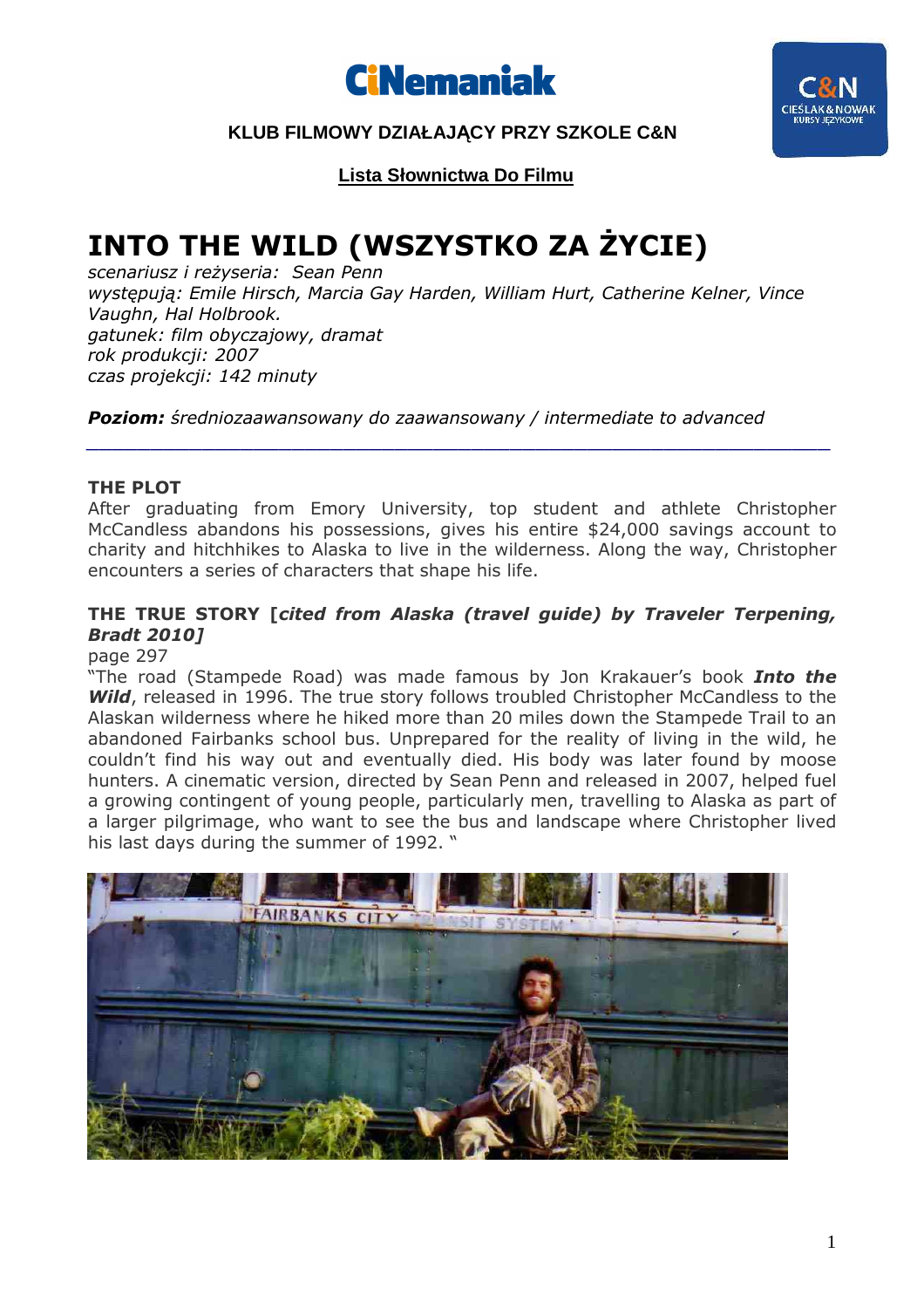**KLUB FILMOWY DZIAŁAJĄCY PRZY SZKOLE C&N**

**Lista Słownictwa Do Filmu**

# INTO THE WILD (WSZYSTKO ZA ŻYCIE)

*scenariusz i reżyseria: Sean Penn*
*występują: Emile Hirsch, Marcia Gay Harden, William Hurt, Catherine Kelner, Vince Vaughn, Hal Holbrook.*
*gatunek: film obyczajowy, dramat*
*rok produkcji: 2007*
*czas projekcji: 142 minuty*

***Poziom:*** *średniozaawansowany do zaawansowany / intermediate to advanced*

---

### THE PLOT

After graduating from Emory University, top student and athlete Christopher McCandless abandons his possessions, gives his entire $24,000 savings account to charity and hitchhikes to Alaska to live in the wilderness. Along the way, Christopher encounters a series of characters that shape his life.

### THE TRUE STORY [*cited from Alaska (travel guide) by Traveler Terpening, Bradt 2010]*

page 297

"The road (Stampede Road) was made famous by Jon Krakauer's book ***Into the Wild***, released in 1996. The true story follows troubled Christopher McCandless to the Alaskan wilderness where he hiked more than 20 miles down the Stampede Trail to an abandoned Fairbanks school bus. Unprepared for the reality of living in the wild, he couldn't find his way out and eventually died. His body was later found by moose hunters. A cinematic version, directed by Sean Penn and released in 2007, helped fuel a growing contingent of young people, particularly men, travelling to Alaska as part of a larger pilgrimage, who want to see the bus and landscape where Christopher lived his last days during the summer of 1992. "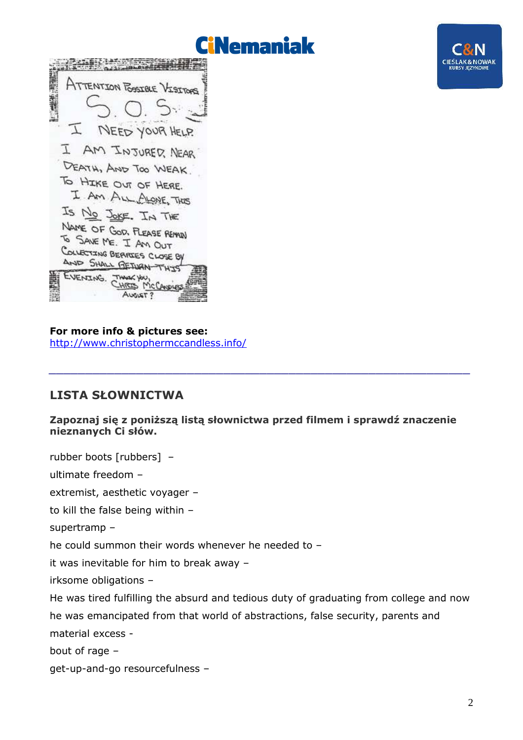ATTENTION POSSIBLE VISITORS

S.O.S.

I NEED YOUR HELP. I AM INJURED, NEAR DEATH, AND TOO WEAK TO HIKE OUT OF HERE. I AM ALL ALONE, THIS IS NO JOKE. IN THE NAME OF GOD, PLEASE REMAIN TO SAVE ME. I AM OUT COLLECTING BERRIES CLOSE BY AND SHALL RETURN THIS EVENING. THANK YOU, CHRIS MCCANDLESS AUGUST ?

**For more info & pictures see:**
http://www.christophermccandless.info/

---

## LISTA SŁOWNICTWA

**Zapoznaj się z poniższą listą słownictwa przed filmem i sprawdź znaczenie nieznanych Ci słów.**

rubber boots [rubbers] –

ultimate freedom –

extremist, aesthetic voyager –

to kill the false being within –

supertramp –

he could summon their words whenever he needed to –

it was inevitable for him to break away –

irksome obligations –

He was tired fulfilling the absurd and tedious duty of graduating from college and now he was emancipated from that world of abstractions, false security, parents and material excess -

bout of rage –

get-up-and-go resourcefulness –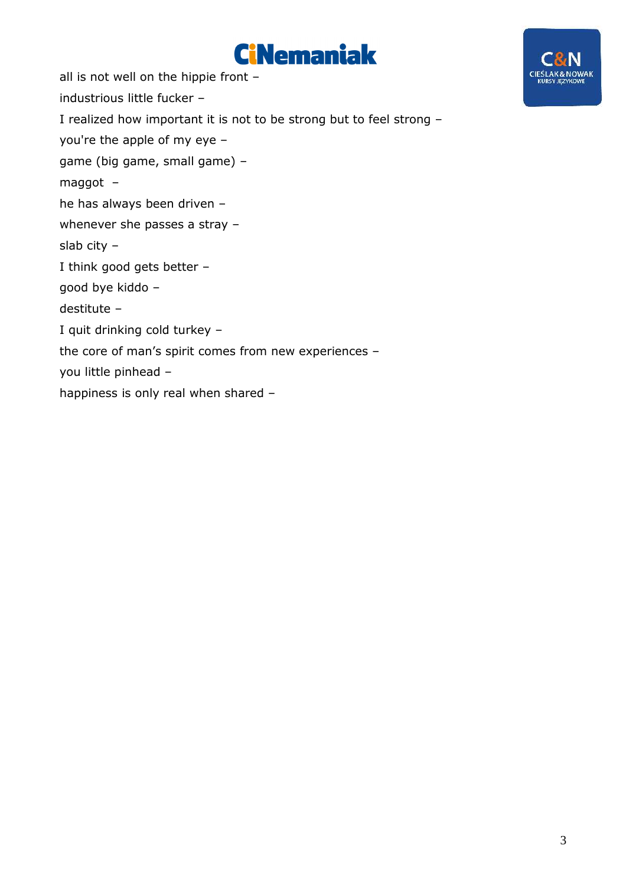all is not well on the hippie front –

industrious little fucker –

I realized how important it is not to be strong but to feel strong –

you're the apple of my eye –

game (big game, small game) –

maggot –

he has always been driven –

whenever she passes a stray –

slab city –

I think good gets better –

good bye kiddo –

destitute –

I quit drinking cold turkey –

the core of man’s spirit comes from new experiences –

you little pinhead –

happiness is only real when shared –